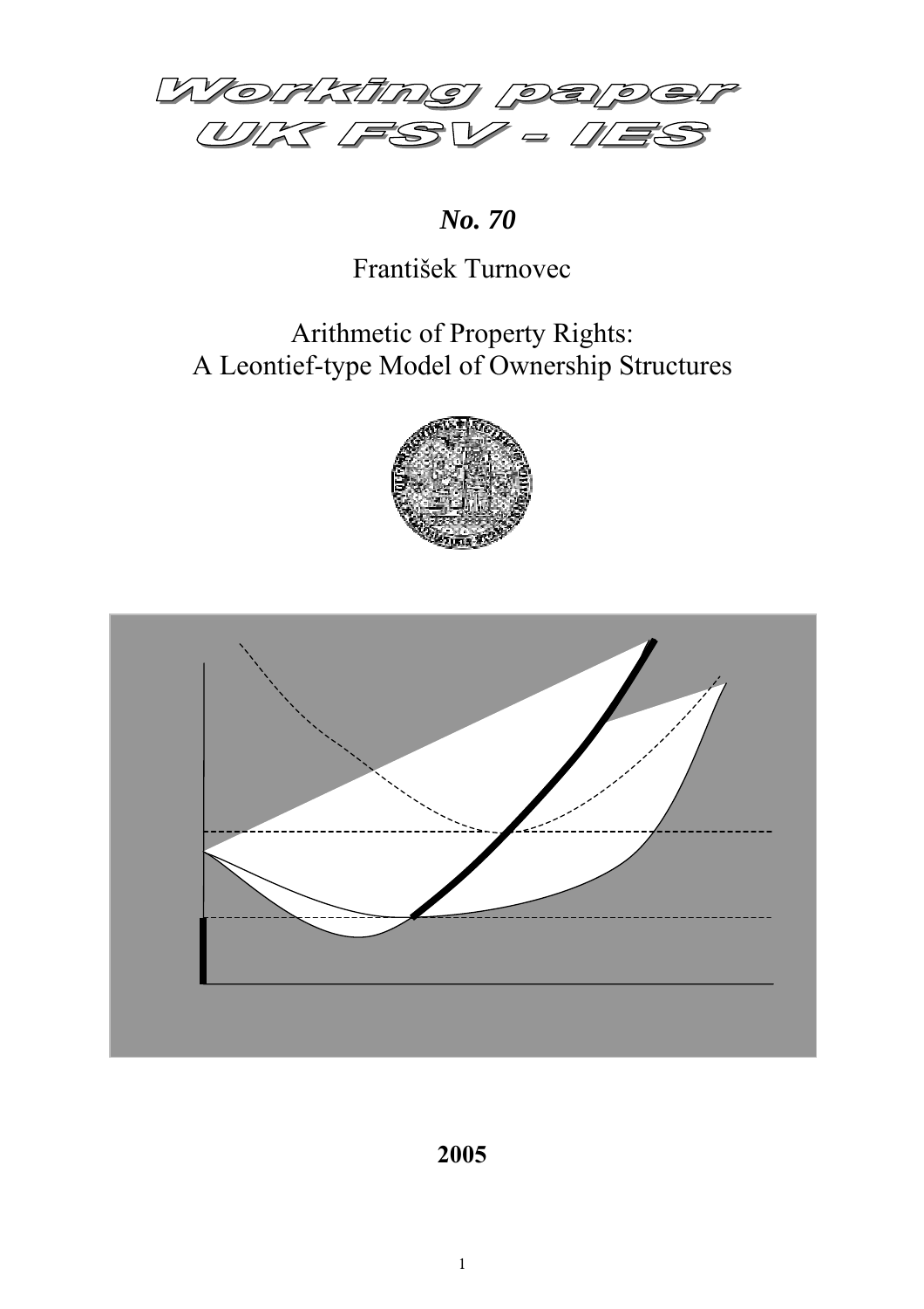# Working paper UK FSV - IES

***No. 70***

František Turnovec

Arithmetic of Property Rights:
A Leontief-type Model of Ownership Structures

**2005**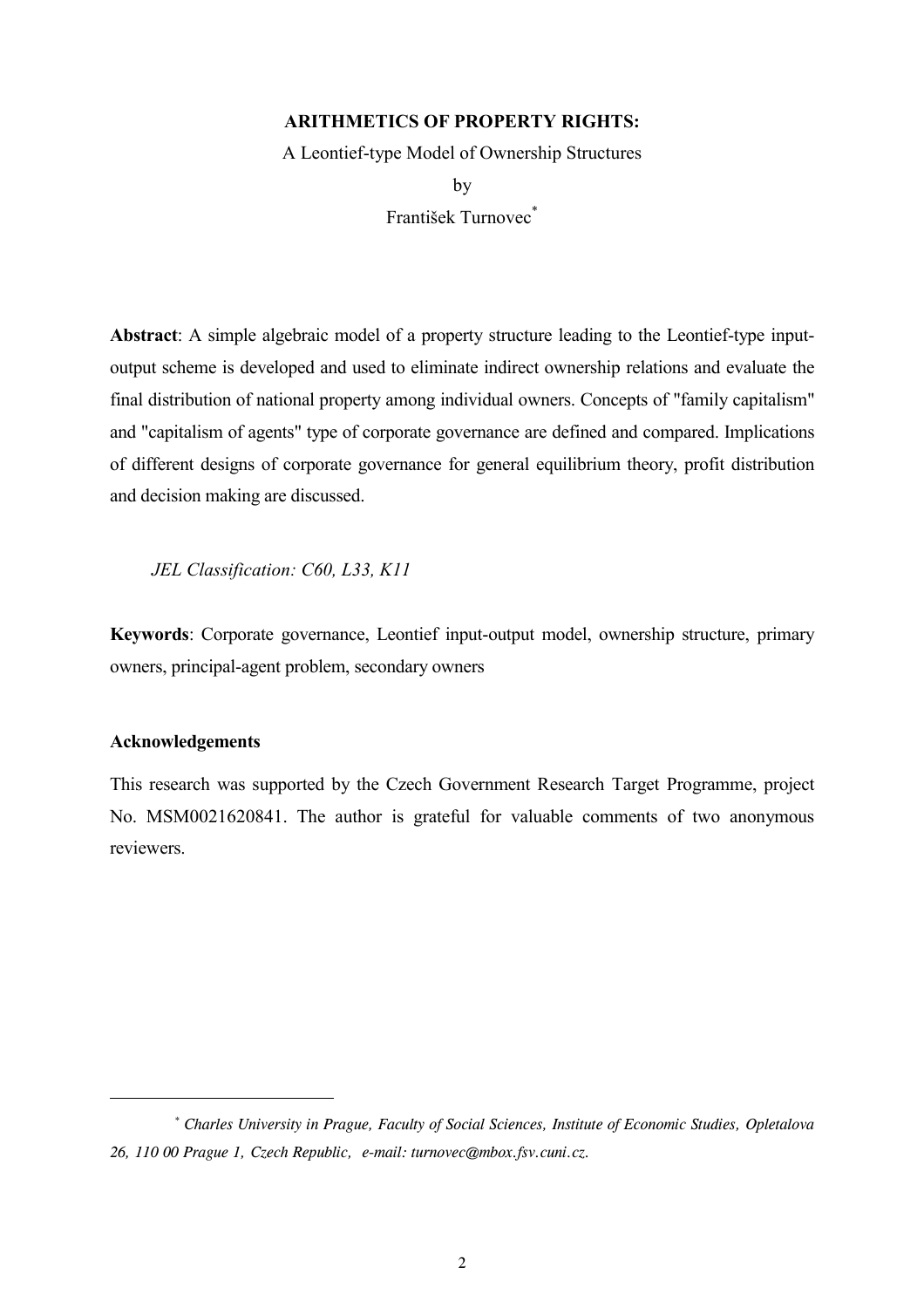**ARITHMETICS OF PROPERTY RIGHTS:**

A Leontief-type Model of Ownership Structures

by

František Turnovec[*]

**Abstract**: A simple algebraic model of a property structure leading to the Leontief-type input-output scheme is developed and used to eliminate indirect ownership relations and evaluate the final distribution of national property among individual owners. Concepts of "family capitalism" and "capitalism of agents" type of corporate governance are defined and compared. Implications of different designs of corporate governance for general equilibrium theory, profit distribution and decision making are discussed.

*JEL Classification: C60, L33, K11*

**Keywords**: Corporate governance, Leontief input-output model, ownership structure, primary owners, principal-agent problem, secondary owners

**Acknowledgements**

This research was supported by the Czech Government Research Target Programme, project No. MSM0021620841. The author is grateful for valuable comments of two anonymous reviewers.

---

[*] *Charles University in Prague, Faculty of Social Sciences, Institute of Economic Studies, Opletalova 26, 110 00 Prague 1, Czech Republic, e-mail: turnovec@mbox.fsv.cuni.cz.*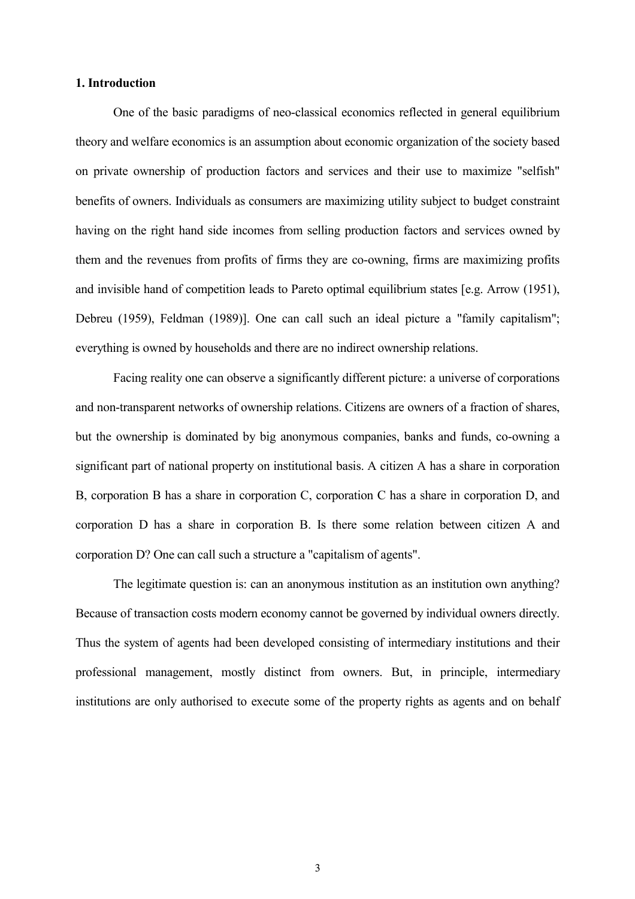## 1. Introduction

One of the basic paradigms of neo-classical economics reflected in general equilibrium theory and welfare economics is an assumption about economic organization of the society based on private ownership of production factors and services and their use to maximize "selfish" benefits of owners. Individuals as consumers are maximizing utility subject to budget constraint having on the right hand side incomes from selling production factors and services owned by them and the revenues from profits of firms they are co-owning, firms are maximizing profits and invisible hand of competition leads to Pareto optimal equilibrium states [e.g. Arrow (1951), Debreu (1959), Feldman (1989)]. One can call such an ideal picture a "family capitalism"; everything is owned by households and there are no indirect ownership relations.

Facing reality one can observe a significantly different picture: a universe of corporations and non-transparent networks of ownership relations. Citizens are owners of a fraction of shares, but the ownership is dominated by big anonymous companies, banks and funds, co-owning a significant part of national property on institutional basis. A citizen A has a share in corporation B, corporation B has a share in corporation C, corporation C has a share in corporation D, and corporation D has a share in corporation B. Is there some relation between citizen A and corporation D? One can call such a structure a "capitalism of agents".

The legitimate question is: can an anonymous institution as an institution own anything? Because of transaction costs modern economy cannot be governed by individual owners directly. Thus the system of agents had been developed consisting of intermediary institutions and their professional management, mostly distinct from owners. But, in principle, intermediary institutions are only authorised to execute some of the property rights as agents and on behalf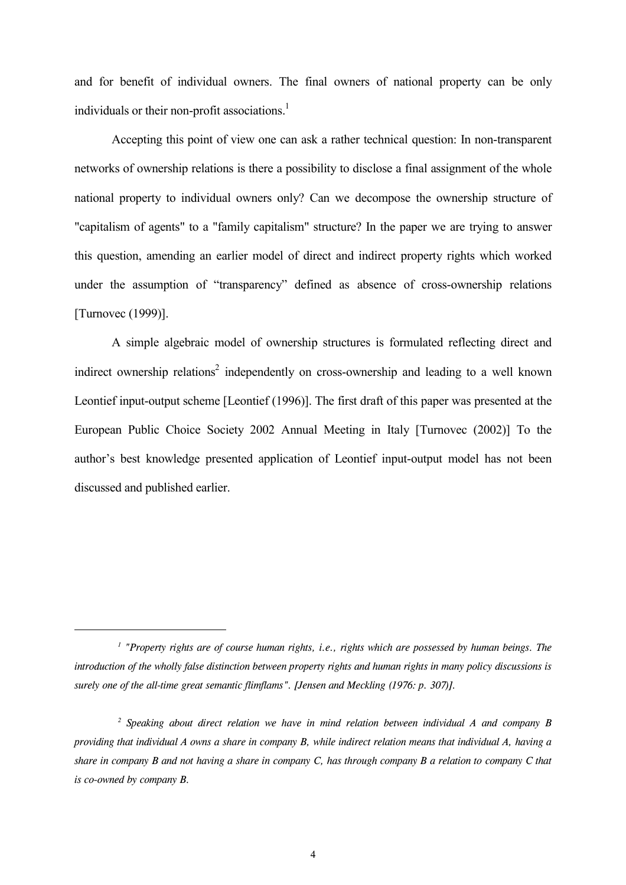and for benefit of individual owners. The final owners of national property can be only individuals or their non-profit associations.[1]

Accepting this point of view one can ask a rather technical question: In non-transparent networks of ownership relations is there a possibility to disclose a final assignment of the whole national property to individual owners only? Can we decompose the ownership structure of "capitalism of agents" to a "family capitalism" structure? In the paper we are trying to answer this question, amending an earlier model of direct and indirect property rights which worked under the assumption of "transparency" defined as absence of cross-ownership relations [Turnovec (1999)].

A simple algebraic model of ownership structures is formulated reflecting direct and indirect ownership relations[2] independently on cross-ownership and leading to a well known Leontief input-output scheme [Leontief (1996)]. The first draft of this paper was presented at the European Public Choice Society 2002 Annual Meeting in Italy [Turnovec (2002)] To the author's best knowledge presented application of Leontief input-output model has not been discussed and published earlier.

---

[1] *"Property rights are of course human rights, i.e., rights which are possessed by human beings. The introduction of the wholly false distinction between property rights and human rights in many policy discussions is surely one of the all-time great semantic flimflams". [Jensen and Meckling (1976: p. 307)].*

[2] *Speaking about direct relation we have in mind relation between individual A and company B providing that individual A owns a share in company B, while indirect relation means that individual A, having a share in company B and not having a share in company C, has through company B a relation to company C that is co-owned by company B.*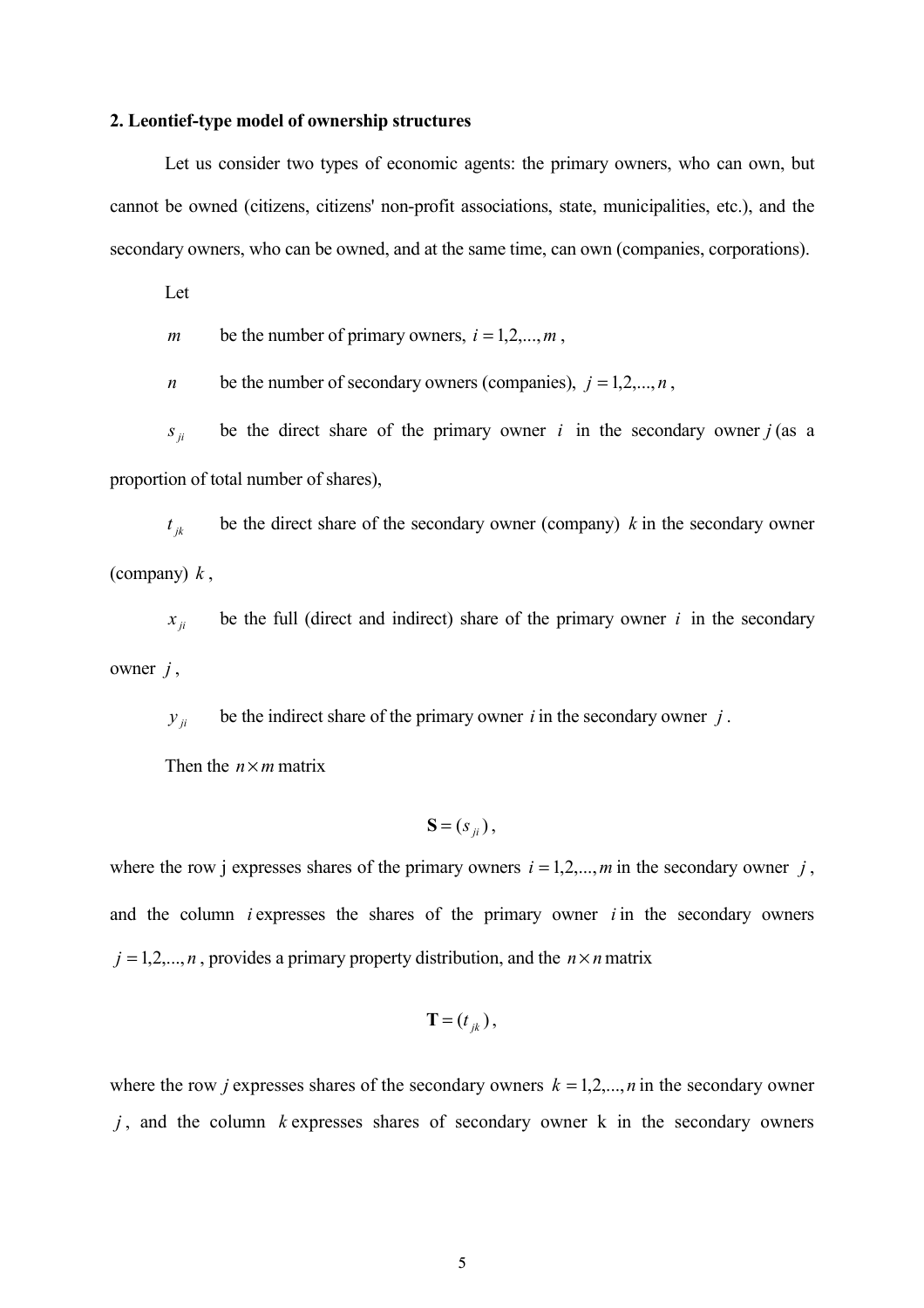## 2. Leontief-type model of ownership structures

Let us consider two types of economic agents: the primary owners, who can own, but cannot be owned (citizens, citizens' non-profit associations, state, municipalities, etc.), and the secondary owners, who can be owned, and at the same time, can own (companies, corporations).

Let

$m$ be the number of primary owners, $i = 1,2,...,m$ ,

$n$ be the number of secondary owners (companies), $j = 1,2,...,n$ ,

$s_{ji}$ be the direct share of the primary owner $i$ in the secondary owner $j$ (as a proportion of total number of shares),

$t_{jk}$ be the direct share of the secondary owner (company) $k$ in the secondary owner (company) $k$ ,

$x_{ji}$ be the full (direct and indirect) share of the primary owner $i$ in the secondary owner $j$ ,

$y_{ji}$ be the indirect share of the primary owner $i$ in the secondary owner $j$ .

Then the $n \times m$ matrix

$$\mathbf{S} = (s_{ji}) ,$$

where the row j expresses shares of the primary owners $i = 1,2,...,m$ in the secondary owner $j$ , and the column $i$ expresses the shares of the primary owner $i$ in the secondary owners $j = 1,2,...,n$ , provides a primary property distribution, and the $n \times n$ matrix

$$\mathbf{T} = (t_{jk}) ,$$

where the row $j$ expresses shares of the secondary owners $k = 1,2,...,n$ in the secondary owner $j$ , and the column $k$ expresses shares of secondary owner k in the secondary owners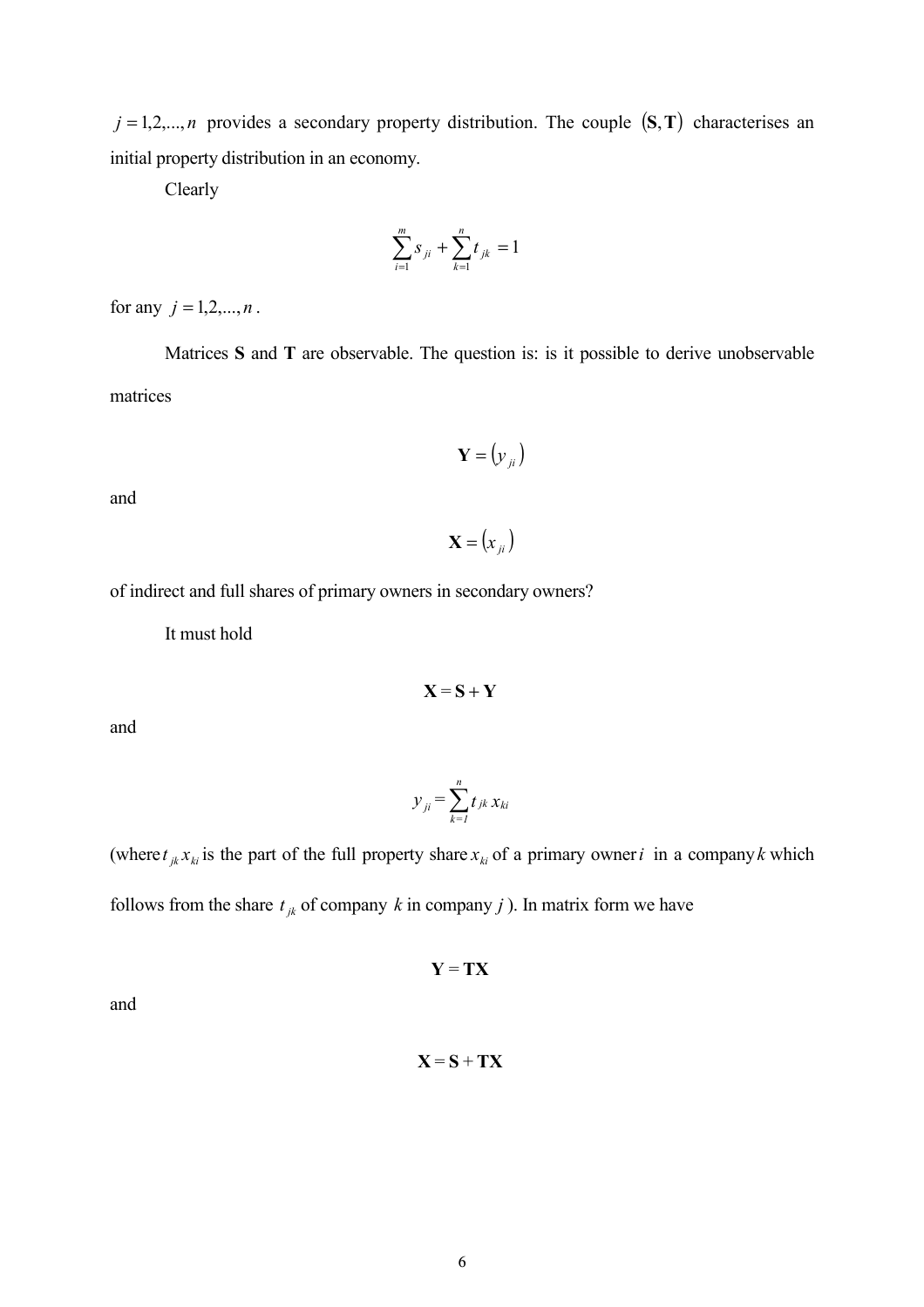$j = 1,2,...,n$ provides a secondary property distribution. The couple $(\mathbf{S}, \mathbf{T})$ characterises an initial property distribution in an economy.

Clearly

$$\sum_{i=1}^{m} s_{ji} + \sum_{k=1}^{n} t_{jk} = 1$$

for any $j = 1,2,...,n$.

Matrices **S** and **T** are observable. The question is: is it possible to derive unobservable matrices

$$\mathbf{Y} = (y_{ji})$$

and

$$\mathbf{X} = (x_{ji})$$

of indirect and full shares of primary owners in secondary owners?

It must hold

$$\mathbf{X} = \mathbf{S} + \mathbf{Y}$$

and

$$y_{ji} = \sum_{k=1}^{n} t_{jk} x_{ki}$$

(where $t_{jk} x_{ki}$ is the part of the full property share $x_{ki}$ of a primary owner $i$ in a company $k$ which follows from the share $t_{jk}$ of company $k$ in company $j$). In matrix form we have

$$\mathbf{Y} = \mathbf{TX}$$

and

$$\mathbf{X} = \mathbf{S} + \mathbf{TX}$$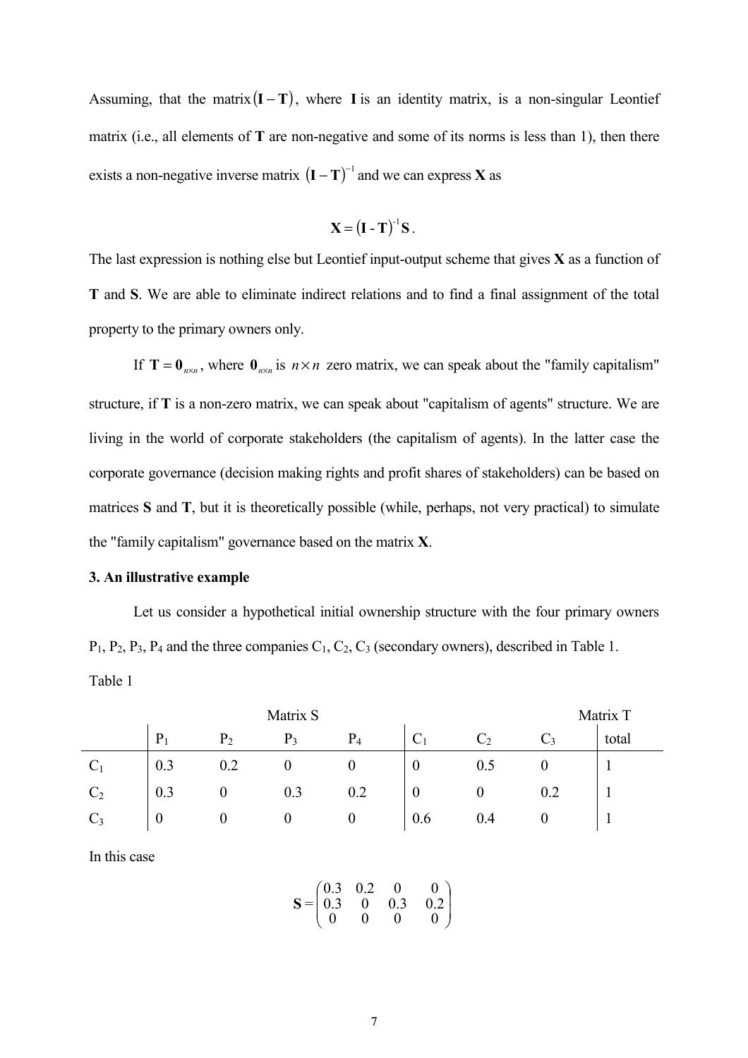Assuming, that the matrix $(\mathbf{I}-\mathbf{T})$, where $\mathbf{I}$ is an identity matrix, is a non-singular Leontief matrix (i.e., all elements of $\mathbf{T}$ are non-negative and some of its norms is less than 1), then there exists a non-negative inverse matrix $(\mathbf{I}-\mathbf{T})^{-1}$ and we can express $\mathbf{X}$ as

$$\mathbf{X} = (\mathbf{I} - \mathbf{T})^{-1}\mathbf{S}.$$

The last expression is nothing else but Leontief input-output scheme that gives $\mathbf{X}$ as a function of $\mathbf{T}$ and $\mathbf{S}$. We are able to eliminate indirect relations and to find a final assignment of the total property to the primary owners only.

If $\mathbf{T} = \mathbf{0}_{n \times n}$, where $\mathbf{0}_{n \times n}$ is $n \times n$ zero matrix, we can speak about the "family capitalism" structure, if $\mathbf{T}$ is a non-zero matrix, we can speak about "capitalism of agents" structure. We are living in the world of corporate stakeholders (the capitalism of agents). In the latter case the corporate governance (decision making rights and profit shares of stakeholders) can be based on matrices $\mathbf{S}$ and $\mathbf{T}$, but it is theoretically possible (while, perhaps, not very practical) to simulate the "family capitalism" governance based on the matrix $\mathbf{X}$.

### 3. An illustrative example

Let us consider a hypothetical initial ownership structure with the four primary owners $P_1$, $P_2$, $P_3$, $P_4$ and the three companies $C_1$, $C_2$, $C_3$ (secondary owners), described in Table 1.

Table 1

| | Matrix S | | | | Matrix T | | | |
|---|---|---|---|---|---|---|---|---|
| | $P_1$ | $P_2$ | $P_3$ | $P_4$ | $C_1$ | $C_2$ | $C_3$ | total |
| $C_1$ | 0.3 | 0.2 | 0 | 0 | 0 | 0.5 | 0 | 1 |
| $C_2$ | 0.3 | 0 | 0.3 | 0.2 | 0 | 0 | 0.2 | 1 |
| $C_3$ | 0 | 0 | 0 | 0 | 0.6 | 0.4 | 0 | 1 |

In this case

$$\mathbf{S} = \begin{pmatrix} 0.3 & 0.2 & 0 & 0 \\ 0.3 & 0 & 0.3 & 0.2 \\ 0 & 0 & 0 & 0 \end{pmatrix}$$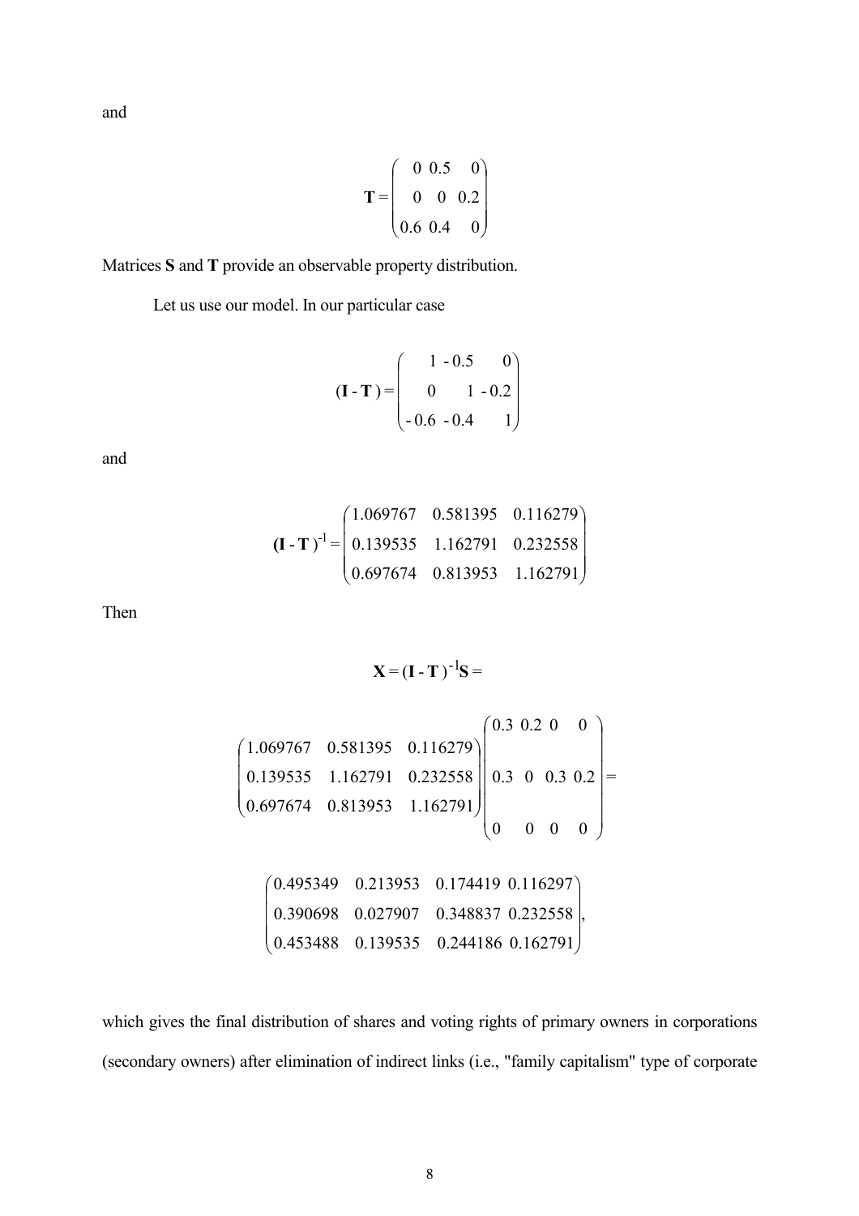and

$$\mathbf{T} = \begin{pmatrix} 0 & 0.5 & 0 \\ 0 & 0 & 0.2 \\ 0.6 & 0.4 & 0 \end{pmatrix}$$

Matrices **S** and **T** provide an observable property distribution.

Let us use our model. In our particular case

$$(\mathbf{I} - \mathbf{T}) = \begin{pmatrix} 1 & -0.5 & 0 \\ 0 & 1 & -0.2 \\ -0.6 & -0.4 & 1 \end{pmatrix}$$

and

$$(\mathbf{I} - \mathbf{T})^{-1} = \begin{pmatrix} 1.069767 & 0.581395 & 0.116279 \\ 0.139535 & 1.162791 & 0.232558 \\ 0.697674 & 0.813953 & 1.162791 \end{pmatrix}$$

Then

$$\mathbf{X} = (\mathbf{I} - \mathbf{T})^{-1}\mathbf{S} =$$

$$\begin{pmatrix} 1.069767 & 0.581395 & 0.116279 \\ 0.139535 & 1.162791 & 0.232558 \\ 0.697674 & 0.813953 & 1.162791 \end{pmatrix} \begin{pmatrix} 0.3 & 0.2 & 0 & 0 \\ 0.3 & 0 & 0.3 & 0.2 \\ 0 & 0 & 0 & 0 \end{pmatrix} =$$

$$\begin{pmatrix} 0.495349 & 0.213953 & 0.174419 & 0.116297 \\ 0.390698 & 0.027907 & 0.348837 & 0.232558 \\ 0.453488 & 0.139535 & 0.244186 & 0.162791 \end{pmatrix},$$

which gives the final distribution of shares and voting rights of primary owners in corporations (secondary owners) after elimination of indirect links (i.e., "family capitalism" type of corporate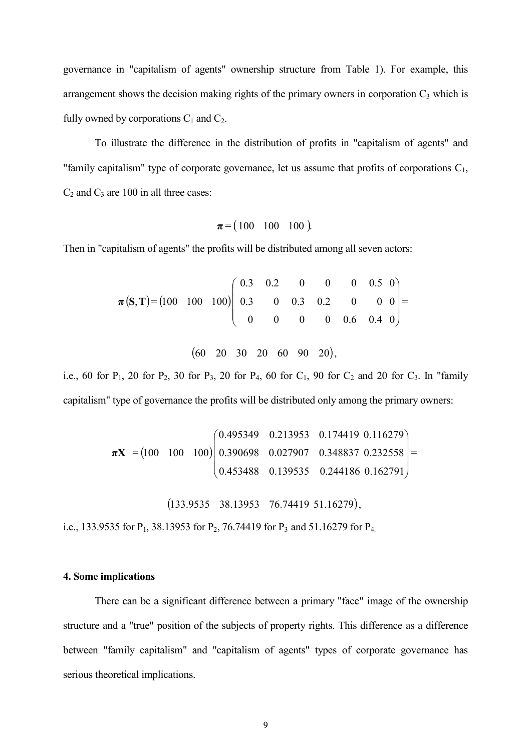governance in "capitalism of agents" ownership structure from Table 1). For example, this arrangement shows the decision making rights of the primary owners in corporation $C_3$ which is fully owned by corporations $C_1$ and $C_2$.

To illustrate the difference in the distribution of profits in "capitalism of agents" and "family capitalism" type of corporate governance, let us assume that profits of corporations $C_1$, $C_2$ and $C_3$ are 100 in all three cases:

$$\boldsymbol{\pi} = \begin{pmatrix} 100 & 100 & 100 \end{pmatrix}.$$

Then in "capitalism of agents" the profits will be distributed among all seven actors:

$$\boldsymbol{\pi}(\mathbf{S},\mathbf{T}) = \begin{pmatrix} 100 & 100 & 100 \end{pmatrix} \begin{pmatrix} 0.3 & 0.2 & 0 & 0 & 0 & 0.5 & 0 \\ 0.3 & 0 & 0.3 & 0.2 & 0 & 0 & 0 \\ 0 & 0 & 0 & 0 & 0.6 & 0.4 & 0 \end{pmatrix} =$$

$$\begin{pmatrix} 60 & 20 & 30 & 20 & 60 & 90 & 20 \end{pmatrix},$$

i.e., 60 for $P_1$, 20 for $P_2$, 30 for $P_3$, 20 for $P_4$, 60 for $C_1$, 90 for $C_2$ and 20 for $C_3$. In "family capitalism" type of governance the profits will be distributed only among the primary owners:

$$\boldsymbol{\pi}\mathbf{X} = \begin{pmatrix} 100 & 100 & 100 \end{pmatrix} \begin{pmatrix} 0.495349 & 0.213953 & 0.174419 & 0.116279 \\ 0.390698 & 0.027907 & 0.348837 & 0.232558 \\ 0.453488 & 0.139535 & 0.244186 & 0.162791 \end{pmatrix} =$$

$$\begin{pmatrix} 133.9535 & 38.13953 & 76.74419 & 51.16279 \end{pmatrix},$$

i.e., 133.9535 for $P_1$, 38.13953 for $P_2$, 76.74419 for $P_3$ and 51.16279 for $P_4$.

**4. Some implications**

There can be a significant difference between a primary "face" image of the ownership structure and a "true" position of the subjects of property rights. This difference as a difference between "family capitalism" and "capitalism of agents" types of corporate governance has serious theoretical implications.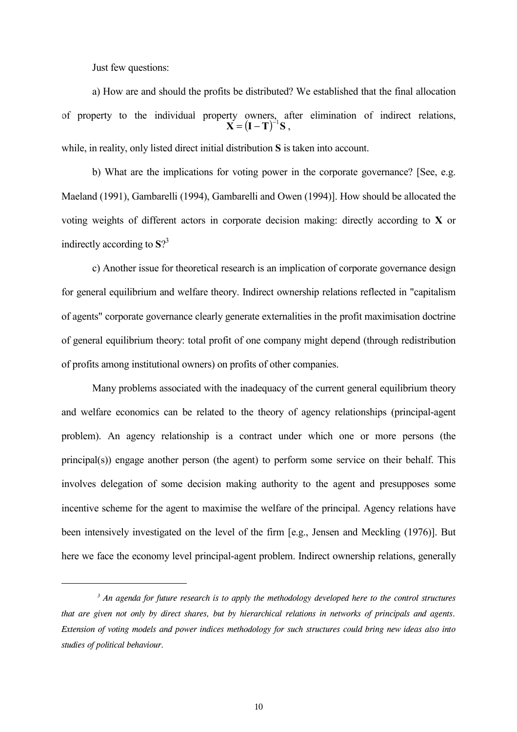Just few questions:

a) How are and should the profits be distributed? We established that the final allocation of property to the individual property owners, after elimination of indirect relations,

$$\mathbf{X} = (\mathbf{I} - \mathbf{T})^{-1}\mathbf{S},$$

while, in reality, only listed direct initial distribution **S** is taken into account.

b) What are the implications for voting power in the corporate governance? [See, e.g. Maeland (1991), Gambarelli (1994), Gambarelli and Owen (1994)]. How should be allocated the voting weights of different actors in corporate decision making: directly according to **X** or indirectly according to **S**?[3]

c) Another issue for theoretical research is an implication of corporate governance design for general equilibrium and welfare theory. Indirect ownership relations reflected in "capitalism of agents" corporate governance clearly generate externalities in the profit maximisation doctrine of general equilibrium theory: total profit of one company might depend (through redistribution of profits among institutional owners) on profits of other companies.

Many problems associated with the inadequacy of the current general equilibrium theory and welfare economics can be related to the theory of agency relationships (principal-agent problem). An agency relationship is a contract under which one or more persons (the principal(s)) engage another person (the agent) to perform some service on their behalf. This involves delegation of some decision making authority to the agent and presupposes some incentive scheme for the agent to maximise the welfare of the principal. Agency relations have been intensively investigated on the level of the firm [e.g., Jensen and Meckling (1976)]. But here we face the economy level principal-agent problem. Indirect ownership relations, generally

---

[3] *An agenda for future research is to apply the methodology developed here to the control structures that are given not only by direct shares, but by hierarchical relations in networks of principals and agents. Extension of voting models and power indices methodology for such structures could bring new ideas also into studies of political behaviour.*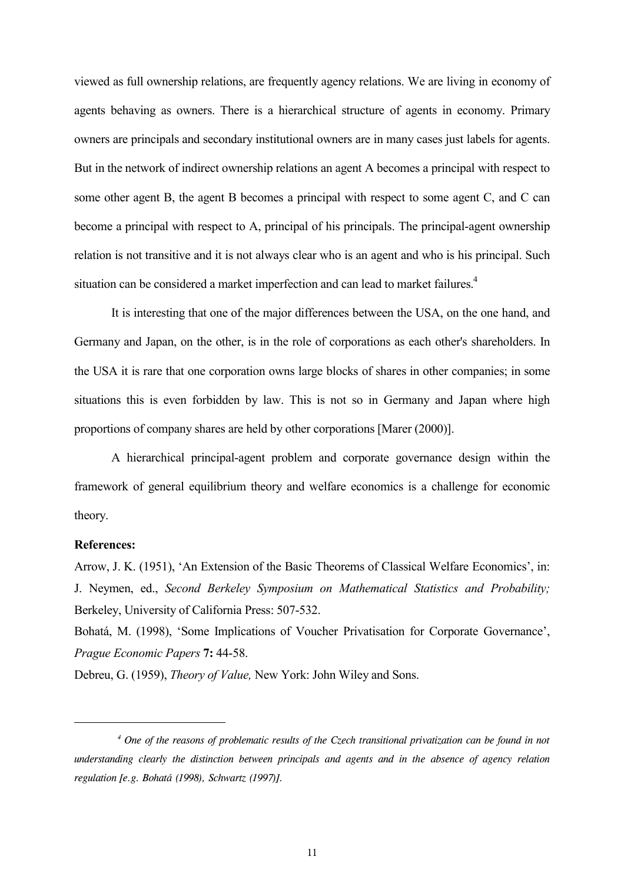viewed as full ownership relations, are frequently agency relations. We are living in economy of agents behaving as owners. There is a hierarchical structure of agents in economy. Primary owners are principals and secondary institutional owners are in many cases just labels for agents. But in the network of indirect ownership relations an agent A becomes a principal with respect to some other agent B, the agent B becomes a principal with respect to some agent C, and C can become a principal with respect to A, principal of his principals. The principal-agent ownership relation is not transitive and it is not always clear who is an agent and who is his principal. Such situation can be considered a market imperfection and can lead to market failures.[4]

It is interesting that one of the major differences between the USA, on the one hand, and Germany and Japan, on the other, is in the role of corporations as each other's shareholders. In the USA it is rare that one corporation owns large blocks of shares in other companies; in some situations this is even forbidden by law. This is not so in Germany and Japan where high proportions of company shares are held by other corporations [Marer (2000)].

A hierarchical principal-agent problem and corporate governance design within the framework of general equilibrium theory and welfare economics is a challenge for economic theory.

**References:**

Arrow, J. K. (1951), 'An Extension of the Basic Theorems of Classical Welfare Economics', in: J. Neymen, ed., *Second Berkeley Symposium on Mathematical Statistics and Probability;* Berkeley, University of California Press: 507-532.

Bohatá, M. (1998), 'Some Implications of Voucher Privatisation for Corporate Governance', *Prague Economic Papers* **7:** 44-58.

Debreu, G. (1959), *Theory of Value,* New York: John Wiley and Sons.

---

*[4] One of the reasons of problematic results of the Czech transitional privatization can be found in not understanding clearly the distinction between principals and agents and in the absence of agency relation regulation [e.g. Bohatá (1998), Schwartz (1997)].*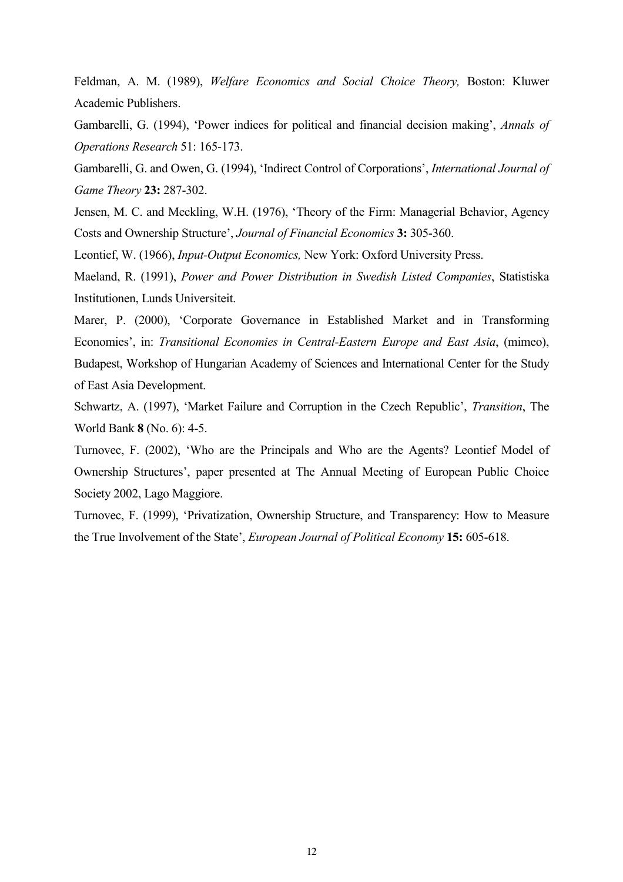Feldman, A. M. (1989), *Welfare Economics and Social Choice Theory,* Boston: Kluwer Academic Publishers.

Gambarelli, G. (1994), 'Power indices for political and financial decision making', *Annals of Operations Research* 51: 165-173.

Gambarelli, G. and Owen, G. (1994), 'Indirect Control of Corporations', *International Journal of Game Theory* **23:** 287-302.

Jensen, M. C. and Meckling, W.H. (1976), 'Theory of the Firm: Managerial Behavior, Agency Costs and Ownership Structure', *Journal of Financial Economics* **3:** 305-360.

Leontief, W. (1966), *Input-Output Economics,* New York: Oxford University Press.

Maeland, R. (1991), *Power and Power Distribution in Swedish Listed Companies*, Statistiska Institutionen, Lunds Universiteit.

Marer, P. (2000), 'Corporate Governance in Established Market and in Transforming Economies', in: *Transitional Economies in Central-Eastern Europe and East Asia*, (mimeo), Budapest, Workshop of Hungarian Academy of Sciences and International Center for the Study of East Asia Development.

Schwartz, A. (1997), 'Market Failure and Corruption in the Czech Republic', *Transition*, The World Bank **8** (No. 6): 4-5.

Turnovec, F. (2002), 'Who are the Principals and Who are the Agents? Leontief Model of Ownership Structures', paper presented at The Annual Meeting of European Public Choice Society 2002, Lago Maggiore.

Turnovec, F. (1999), 'Privatization, Ownership Structure, and Transparency: How to Measure the True Involvement of the State', *European Journal of Political Economy* **15:** 605-618.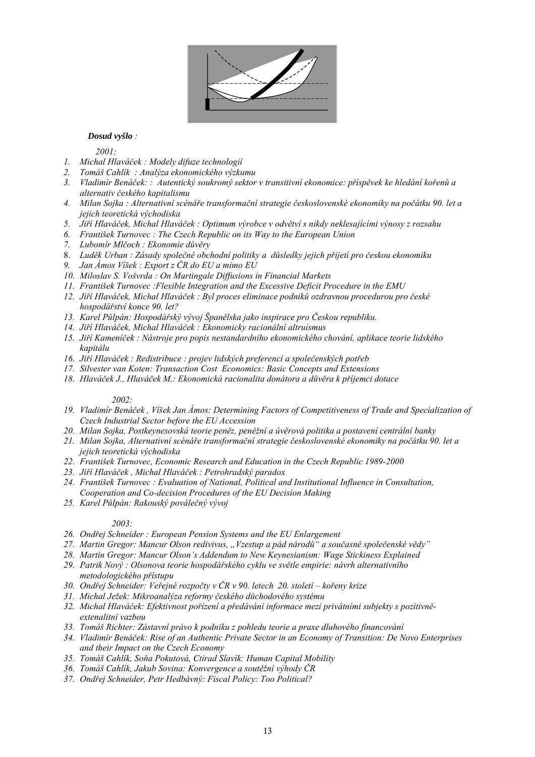***Dosud vyšlo*** *:*

*2001:*

1. *Michal Hlaváček : Modely difuze technologií*
2. *Tomáš Cahlík : Analýza ekonomického výzkumu*
3. *Vladimír Benáček: : Autentický soukromý sektor v transitivní ekonomice: příspěvek ke hledání kořenů a alternativ českého kapitalismu*
4. *Milan Sojka : Alternativní scénáře transformační strategie československé ekonomiky na počátku 90. let a jejich teoretická východiska*
5. *Jiří Hlaváček, Michal Hlaváček : Optimum výrobce v odvětví s nikdy neklesajícími výnosy z rozsahu*
6. *František Turnovec : The Czech Republic on its Way to the European Union*
7. *Lubomír Mlčoch : Ekonomie důvěry*
8. *Luděk Urban : Zásady společné obchodní politiky a důsledky jejich přijetí pro českou ekonomiku*
9. *Jan Ámos Víšek : Export z ČR do EU a mimo EU*
10. *Miloslav S. Vošvrda : On Martingale Diffusions in Financial Markets*
11. *František Turnovec :Flexible Integration and the Excessive Deficit Procedure in the EMU*
12. *Jiří Hlaváček, Michal Hlaváček : Byl proces eliminace podniků ozdravnou procedurou pro české hospodářství konce 90. let?*
13. *Karel Půlpán: Hospodářský vývoj Španělska jako inspirace pro Českou republiku.*
14. *Jiří Hlaváček, Michal Hlaváček : Ekonomicky racionální altruismus*
15. *Jiří Kameníček : Nástroje pro popis nestandardního ekonomického chování, aplikace teorie lidského kapitálu*
16. *Jiří Hlaváček : Redistribuce : projev lidských preferencí a společenských potřeb*
17. *Silvester van Koten: Transaction Cost Economics: Basic Concepts and Extensions*
18. *Hlaváček J., Hlaváček M.: Ekonomická racionalita donátora a důvěra k příjemci dotace*

*2002:*

19. *Vladimír Benáček , Víšek Jan Ámos: Determining Factors of Competitiveness of Trade and Specialization of Czech Industrial Sector before the EU Accession*
20. *Milan Sojka, Postkeynesovská teorie peněz, peněžní a úvěrová politika a postavení centrální banky*
21. *Milan Sojka, Alternativní scénáře transformační strategie československé ekonomiky na počátku 90. let a jejich teoretická východiska*
22. *František Turnovec, Economic Research and Education in the Czech Republic 1989-2000*
23. *Jiří Hlaváček , Michal Hlaváček : Petrohradský paradox*
24. *František Turnovec : Evaluation of National, Political and Institutional Influence in Consultation, Cooperation and Co-decision Procedures of the EU Decision Making*
25. *Karel Půlpán: Rakouský poválečný vývoj*

*2003:*

26. *Ondřej Schneider : European Pension Systems and the EU Enlargement*
27. *Martin Gregor: Mancur Olson redivivus, „Vzestup a pád národů" a současné společenské vědy"*
28. *Martin Gregor: Mancur Olson's Addendum to New Keynesianism: Wage Stickiness Explained*
29. *Patrik Nový : Olsonova teorie hospodářského cyklu ve světle empirie: návrh alternativního metodologického přístupu*
30. *Ondřej Schneider: Veřejné rozpočty v ČR v 90. letech 20. století – kořeny krize*
31. *Michal Ježek: Mikroanalýza reformy českého důchodového systému*
32. *Michal Hlaváček: Efektivnost pořízení a předávání informace mezi privátními subjekty s pozitivně-extenalitní vazbou*
33. *Tomáš Richter: Zástavní právo k podniku z pohledu teorie a praxe dluhového financování*
34. *Vladimír Benáček: Rise of an Authentic Private Sector in an Economy of Transition: De Novo Enterprises and their Impact on the Czech Economy*
35. *Tomáš Cahlík, Soňa Pokutová, Ctirad Slavík: Human Capital Mobility*
36. *Tomáš Cahlík, Jakub Sovina: Konvergence a soutěžní výhody ČR*
37. *Ondřej Schneider, Petr Hedbávný: Fiscal Policy: Too Political?*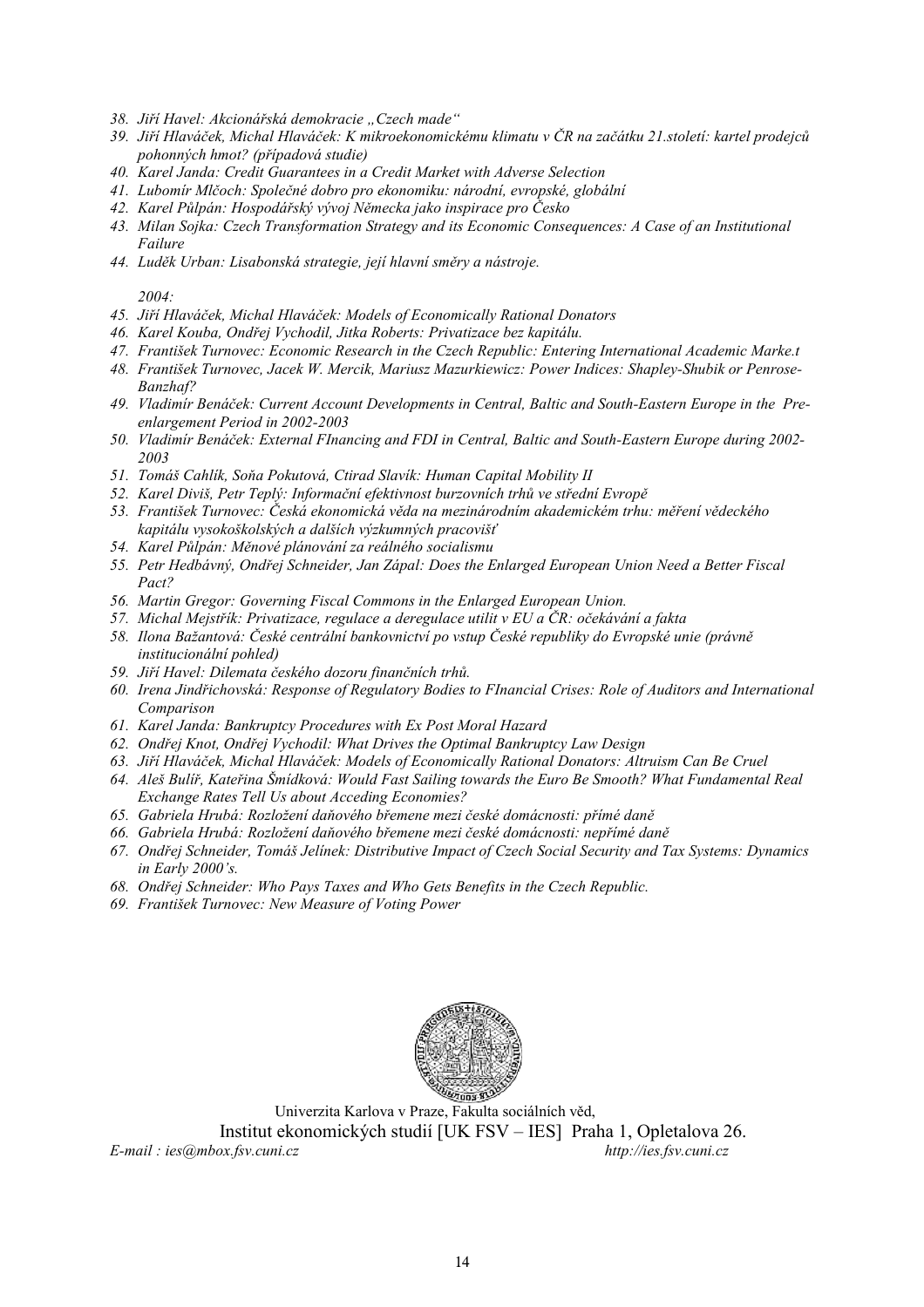38. *Jiří Havel: Akcionářská demokracie „Czech made"*
39. *Jiří Hlaváček, Michal Hlaváček: K mikroekonomickému klimatu v ČR na začátku 21.století: kartel prodejců pohonných hmot? (případová studie)*
40. *Karel Janda: Credit Guarantees in a Credit Market with Adverse Selection*
41. *Lubomír Mlčoch: Společné dobro pro ekonomiku: národní, evropské, globální*
42. *Karel Půlpán: Hospodářský vývoj Německa jako inspirace pro Česko*
43. *Milan Sojka: Czech Transformation Strategy and its Economic Consequences: A Case of an Institutional Failure*
44. *Luděk Urban: Lisabonská strategie, její hlavní směry a nástroje.*

*2004:*

45. *Jiří Hlaváček, Michal Hlaváček: Models of Economically Rational Donators*
46. *Karel Kouba, Ondřej Vychodil, Jitka Roberts: Privatizace bez kapitálu.*
47. *František Turnovec: Economic Research in the Czech Republic: Entering International Academic Marke.t*
48. *František Turnovec, Jacek W. Mercik, Mariusz Mazurkiewicz: Power Indices: Shapley-Shubik or Penrose-Banzhaf?*
49. *Vladimír Benáček: Current Account Developments in Central, Baltic and South-Eastern Europe in the Pre-enlargement Period in 2002-2003*
50. *Vladimír Benáček: External FInancing and FDI in Central, Baltic and South-Eastern Europe during 2002-2003*
51. *Tomáš Cahlík, Soňa Pokutová, Ctirad Slavík: Human Capital Mobility II*
52. *Karel Diviš, Petr Teplý: Informační efektivnost burzovních trhů ve střední Evropě*
53. *František Turnovec: Česká ekonomická věda na mezinárodním akademickém trhu: měření vědeckého kapitálu vysokoškolských a dalších výzkumných pracovišť*
54. *Karel Půlpán: Měnové plánování za reálného socialismu*
55. *Petr Hedbávný, Ondřej Schneider, Jan Zápal: Does the Enlarged European Union Need a Better Fiscal Pact?*
56. *Martin Gregor: Governing Fiscal Commons in the Enlarged European Union.*
57. *Michal Mejstřík: Privatizace, regulace a deregulace utilit v EU a ČR: očekávání a fakta*
58. *Ilona Bažantová: České centrální bankovnictví po vstup České republiky do Evropské unie (právně institucionální pohled)*
59. *Jiří Havel: Dilemata českého dozoru finančních trhů.*
60. *Irena Jindřichovská: Response of Regulatory Bodies to FInancial Crises: Role of Auditors and International Comparison*
61. *Karel Janda: Bankruptcy Procedures with Ex Post Moral Hazard*
62. *Ondřej Knot, Ondřej Vychodil: What Drives the Optimal Bankruptcy Law Design*
63. *Jiří Hlaváček, Michal Hlaváček: Models of Economically Rational Donators: Altruism Can Be Cruel*
64. *Aleš Bulíř, Kateřina Šmídková: Would Fast Sailing towards the Euro Be Smooth? What Fundamental Real Exchange Rates Tell Us about Acceding Economies?*
65. *Gabriela Hrubá: Rozložení daňového břemene mezi české domácnosti: přímé daně*
66. *Gabriela Hrubá: Rozložení daňového břemene mezi české domácnosti: nepřímé daně*
67. *Ondřej Schneider, Tomáš Jelínek: Distributive Impact of Czech Social Security and Tax Systems: Dynamics in Early 2000's.*
68. *Ondřej Schneider: Who Pays Taxes and Who Gets Benefits in the Czech Republic.*
69. *František Turnovec: New Measure of Voting Power*

Univerzita Karlova v Praze, Fakulta sociálních věd,

Institut ekonomických studií [UK FSV – IES] Praha 1, Opletalova 26.

*E-mail : ies@mbox.fsv.cuni.cz* *http://ies.fsv.cuni.cz*